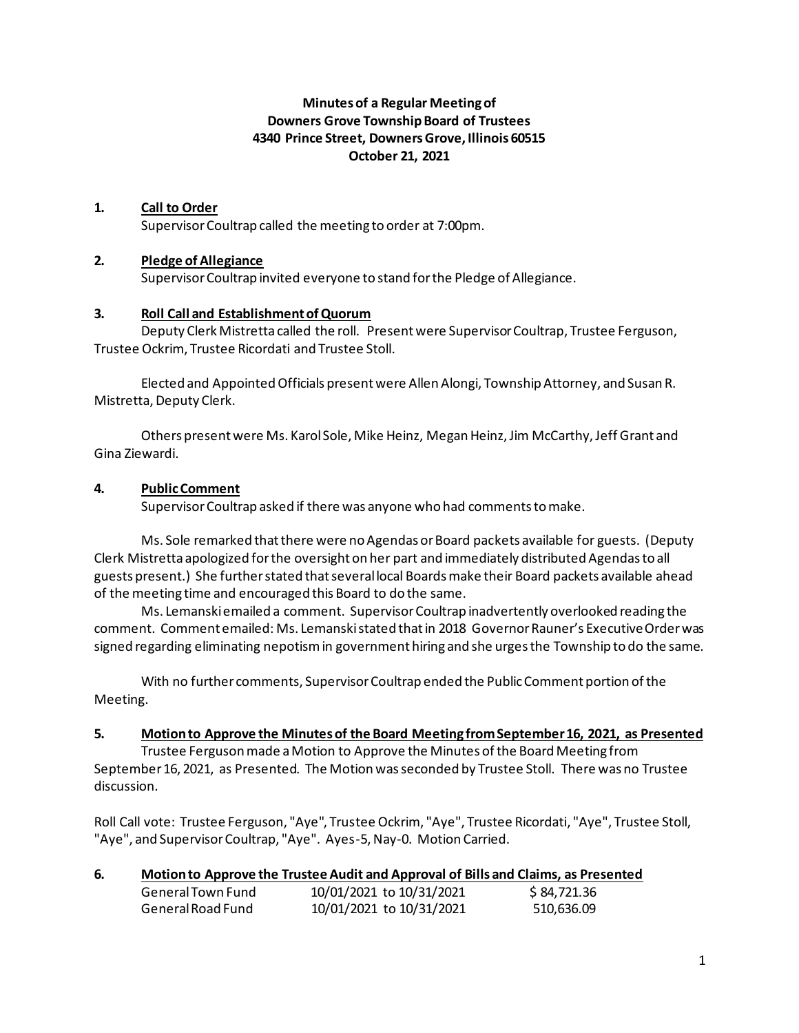**Minutes of a Regular Meeting of**
**Downers Grove Township Board of Trustees**
**4340 Prince Street, Downers Grove, Illinois 60515**
**October 21, 2021**

**1. Call to Order**

Supervisor Coultrap called the meeting to order at 7:00pm.

**2. Pledge of Allegiance**

Supervisor Coultrap invited everyone to stand for the Pledge of Allegiance.

**3. Roll Call and Establishment of Quorum**

Deputy Clerk Mistretta called the roll. Present were Supervisor Coultrap, Trustee Ferguson, Trustee Ockrim, Trustee Ricordati and Trustee Stoll.

Elected and Appointed Officials present were Allen Alongi, Township Attorney, and Susan R. Mistretta, Deputy Clerk.

Others present were Ms. Karol Sole, Mike Heinz, Megan Heinz, Jim McCarthy, Jeff Grant and Gina Ziewardi.

**4. Public Comment**

Supervisor Coultrap asked if there was anyone who had comments to make.

Ms. Sole remarked that there were no Agendas or Board packets available for guests. (Deputy Clerk Mistretta apologized for the oversight on her part and immediately distributed Agendas to all guests present.) She further stated that several local Boards make their Board packets available ahead of the meeting time and encouraged this Board to do the same.

Ms. Lemanski emailed a comment. Supervisor Coultrap inadvertently overlooked reading the comment. Comment emailed: Ms. Lemanski stated that in 2018 Governor Rauner's Executive Order was signed regarding eliminating nepotism in government hiring and she urges the Township to do the same.

With no further comments, Supervisor Coultrap ended the Public Comment portion of the Meeting.

**5. Motion to Approve the Minutes of the Board Meeting from September 16, 2021, as Presented**

Trustee Ferguson made a Motion to Approve the Minutes of the Board Meeting from September 16, 2021, as Presented. The Motion was seconded by Trustee Stoll. There was no Trustee discussion.

Roll Call vote: Trustee Ferguson, "Aye", Trustee Ockrim, "Aye", Trustee Ricordati, "Aye", Trustee Stoll, "Aye", and Supervisor Coultrap, "Aye". Ayes-5, Nay-0. Motion Carried.

**6. Motion to Approve the Trustee Audit and Approval of Bills and Claims, as Presented**

| | | |
|---|---|---|
| General Town Fund | 10/01/2021 to 10/31/2021 | $ 84,721.36 |
| General Road Fund | 10/01/2021 to 10/31/2021 | 510,636.09 |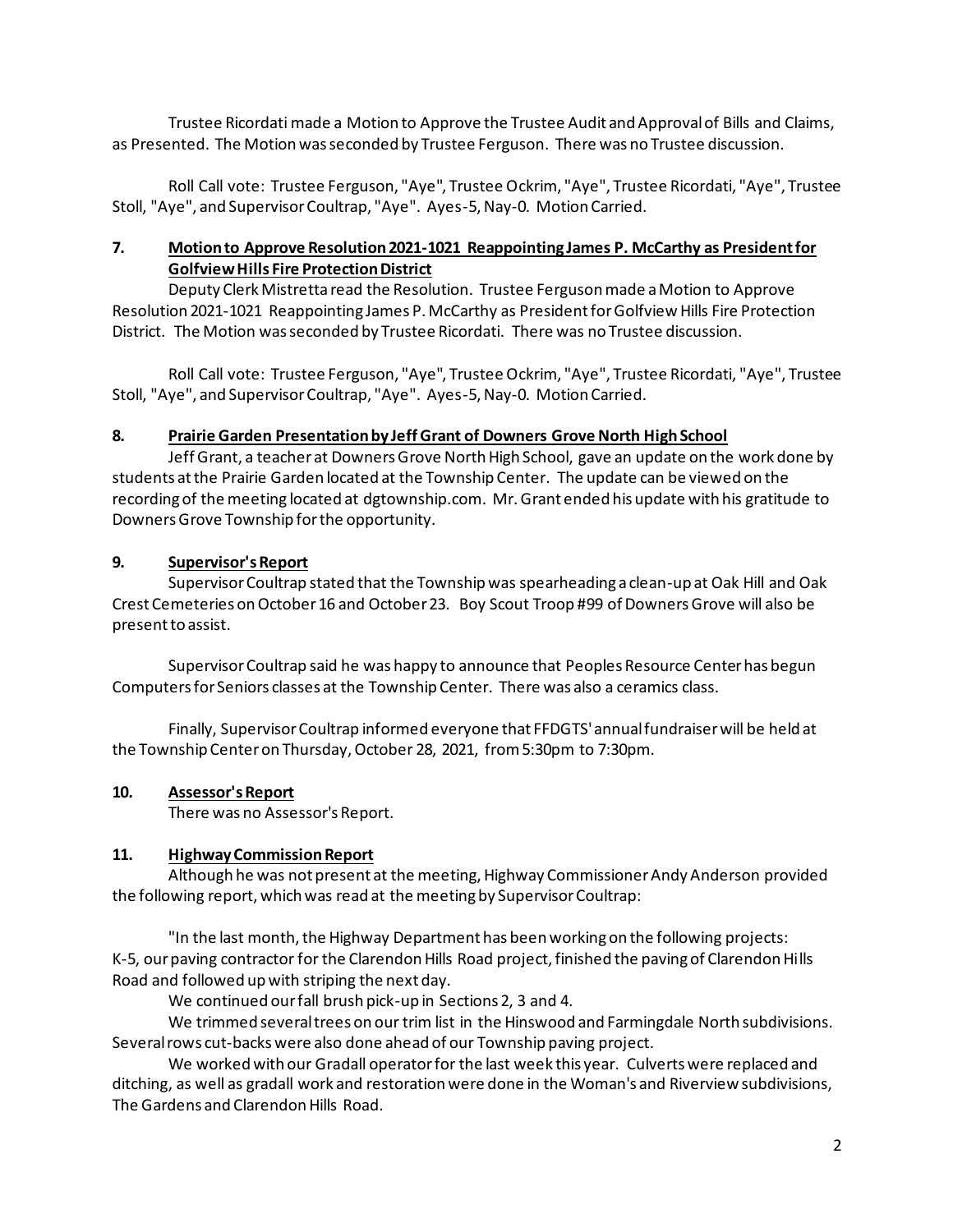Trustee Ricordati made a Motion to Approve the Trustee Audit and Approval of Bills and Claims, as Presented. The Motion was seconded by Trustee Ferguson. There was no Trustee discussion.

Roll Call vote: Trustee Ferguson, "Aye", Trustee Ockrim, "Aye", Trustee Ricordati, "Aye", Trustee Stoll, "Aye", and Supervisor Coultrap, "Aye". Ayes-5, Nay-0. Motion Carried.

**7. Motion to Approve Resolution 2021-1021 Reappointing James P. McCarthy as President for Golfview Hills Fire Protection District**

Deputy Clerk Mistretta read the Resolution. Trustee Ferguson made a Motion to Approve Resolution 2021-1021 Reappointing James P. McCarthy as President for Golfview Hills Fire Protection District. The Motion was seconded by Trustee Ricordati. There was no Trustee discussion.

Roll Call vote: Trustee Ferguson, "Aye", Trustee Ockrim, "Aye", Trustee Ricordati, "Aye", Trustee Stoll, "Aye", and Supervisor Coultrap, "Aye". Ayes-5, Nay-0. Motion Carried.

**8. Prairie Garden Presentation by Jeff Grant of Downers Grove North High School**

Jeff Grant, a teacher at Downers Grove North High School, gave an update on the work done by students at the Prairie Garden located at the Township Center. The update can be viewed on the recording of the meeting located at dgtownship.com. Mr. Grant ended his update with his gratitude to Downers Grove Township for the opportunity.

**9. Supervisor's Report**

Supervisor Coultrap stated that the Township was spearheading a clean-up at Oak Hill and Oak Crest Cemeteries on October 16 and October 23. Boy Scout Troop #99 of Downers Grove will also be present to assist.

Supervisor Coultrap said he was happy to announce that Peoples Resource Center has begun Computers for Seniors classes at the Township Center. There was also a ceramics class.

Finally, Supervisor Coultrap informed everyone that FFDGTS' annual fundraiser will be held at the Township Center on Thursday, October 28, 2021, from 5:30pm to 7:30pm.

**10. Assessor's Report**

There was no Assessor's Report.

**11. Highway Commission Report**

Although he was not present at the meeting, Highway Commissioner Andy Anderson provided the following report, which was read at the meeting by Supervisor Coultrap:

"In the last month, the Highway Department has been working on the following projects:
K-5, our paving contractor for the Clarendon Hills Road project, finished the paving of Clarendon Hills Road and followed up with striping the next day.

We continued our fall brush pick-up in Sections 2, 3 and 4.

We trimmed several trees on our trim list in the Hinswood and Farmingdale North subdivisions. Several rows cut-backs were also done ahead of our Township paving project.

We worked with our Gradall operator for the last week this year. Culverts were replaced and ditching, as well as gradall work and restoration were done in the Woman's and Riverview subdivisions, The Gardens and Clarendon Hills Road.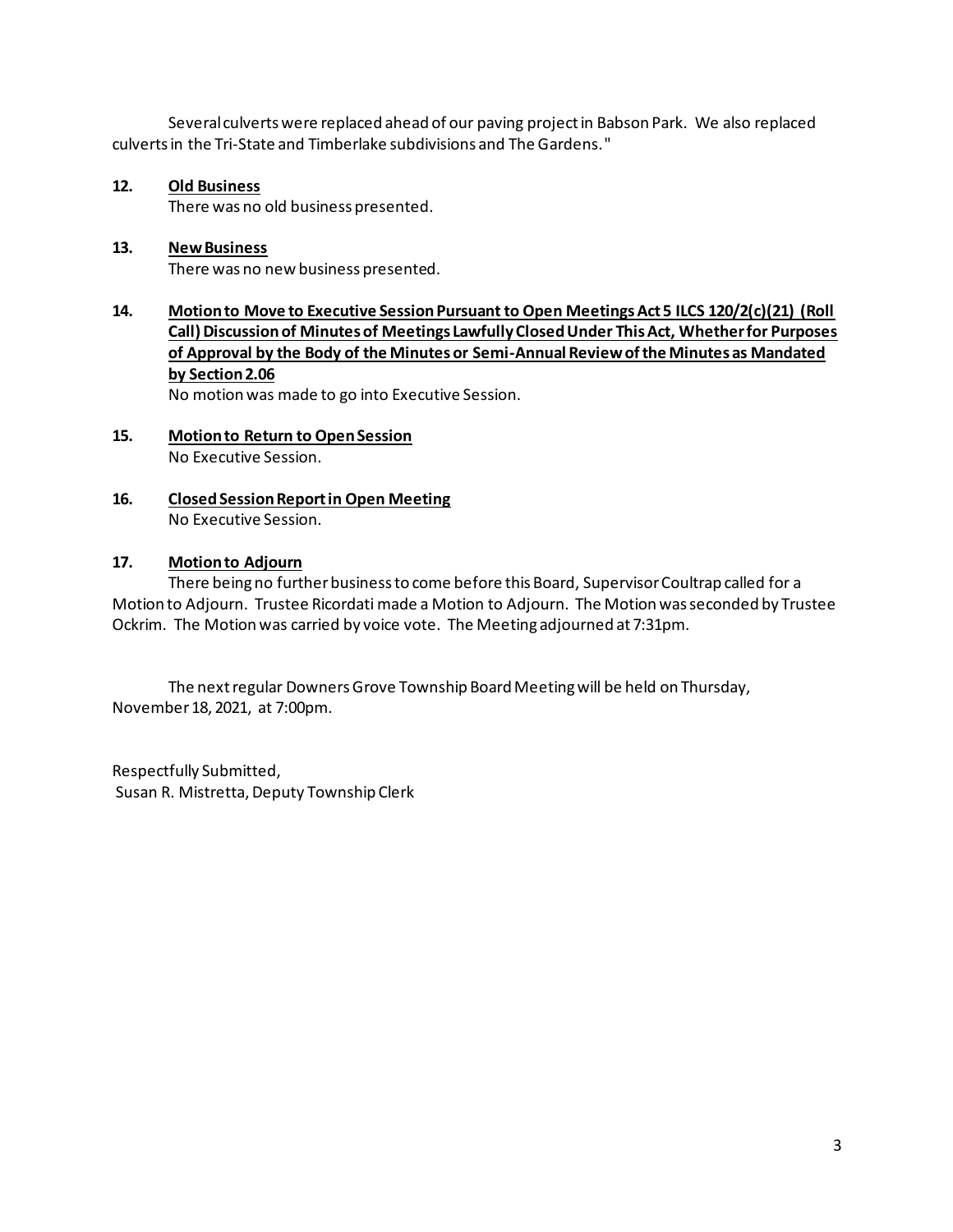Several culverts were replaced ahead of our paving project in Babson Park. We also replaced culverts in the Tri-State and Timberlake subdivisions and The Gardens."

**12. Old Business**

There was no old business presented.

**13. New Business**

There was no new business presented.

**14. Motion to Move to Executive Session Pursuant to Open Meetings Act 5 ILCS 120/2(c)(21) (Roll Call) Discussion of Minutes of Meetings Lawfully Closed Under This Act, Whether for Purposes of Approval by the Body of the Minutes or Semi-Annual Review of the Minutes as Mandated by Section 2.06**

No motion was made to go into Executive Session.

**15. Motion to Return to Open Session**

No Executive Session.

**16. Closed Session Report in Open Meeting**

No Executive Session.

**17. Motion to Adjourn**

There being no further business to come before this Board, Supervisor Coultrap called for a Motion to Adjourn. Trustee Ricordati made a Motion to Adjourn. The Motion was seconded by Trustee Ockrim. The Motion was carried by voice vote. The Meeting adjourned at 7:31pm.

The next regular Downers Grove Township Board Meeting will be held on Thursday, November 18, 2021, at 7:00pm.

Respectfully Submitted,
Susan R. Mistretta, Deputy Township Clerk